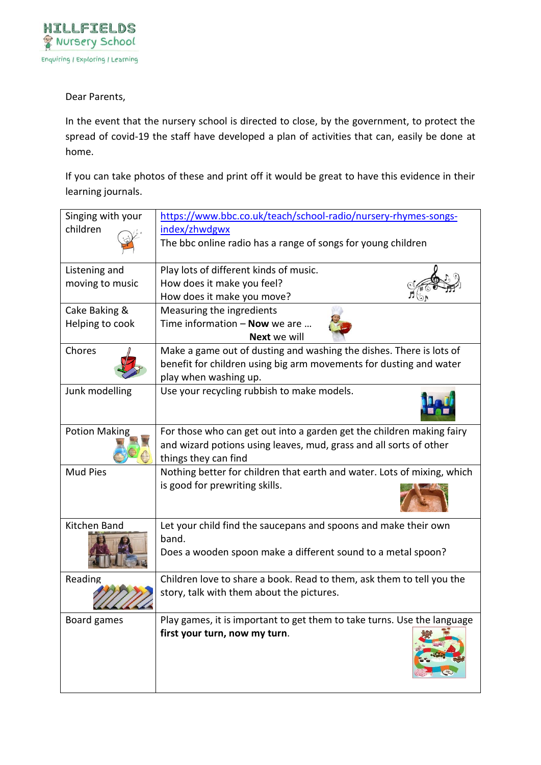HILLFIELDS
Nursery School
Enquiring / Exploring / Learning

Dear Parents,

In the event that the nursery school is directed to close, by the government, to protect the spread of covid-19 the staff have developed a plan of activities that can, easily be done at home.

If you can take photos of these and print off it would be great to have this evidence in their learning journals.

| | |
|---|---|
| Singing with your children | https://www.bbc.co.uk/teach/school-radio/nursery-rhymes-songs-index/zhwdgwx<br>The bbc online radio has a range of songs for young children |
| Listening and moving to music | Play lots of different kinds of music.<br>How does it make you feel?<br>How does it make you move? |
| Cake Baking & Helping to cook | Measuring the ingredients<br>Time information – **Now** we are …<br>**Next** we will |
| Chores | Make a game out of dusting and washing the dishes. There is lots of benefit for children using big arm movements for dusting and water play when washing up. |
| Junk modelling | Use your recycling rubbish to make models. |
| Potion Making | For those who can get out into a garden get the children making fairy and wizard potions using leaves, mud, grass and all sorts of other things they can find |
| Mud Pies | Nothing better for children that earth and water. Lots of mixing, which is good for prewriting skills. |
| Kitchen Band | Let your child find the saucepans and spoons and make their own band.<br>Does a wooden spoon make a different sound to a metal spoon? |
| Reading | Children love to share a book. Read to them, ask them to tell you the story, talk with them about the pictures. |
| Board games | Play games, it is important to get them to take turns. Use the language **first your turn, now my turn**. |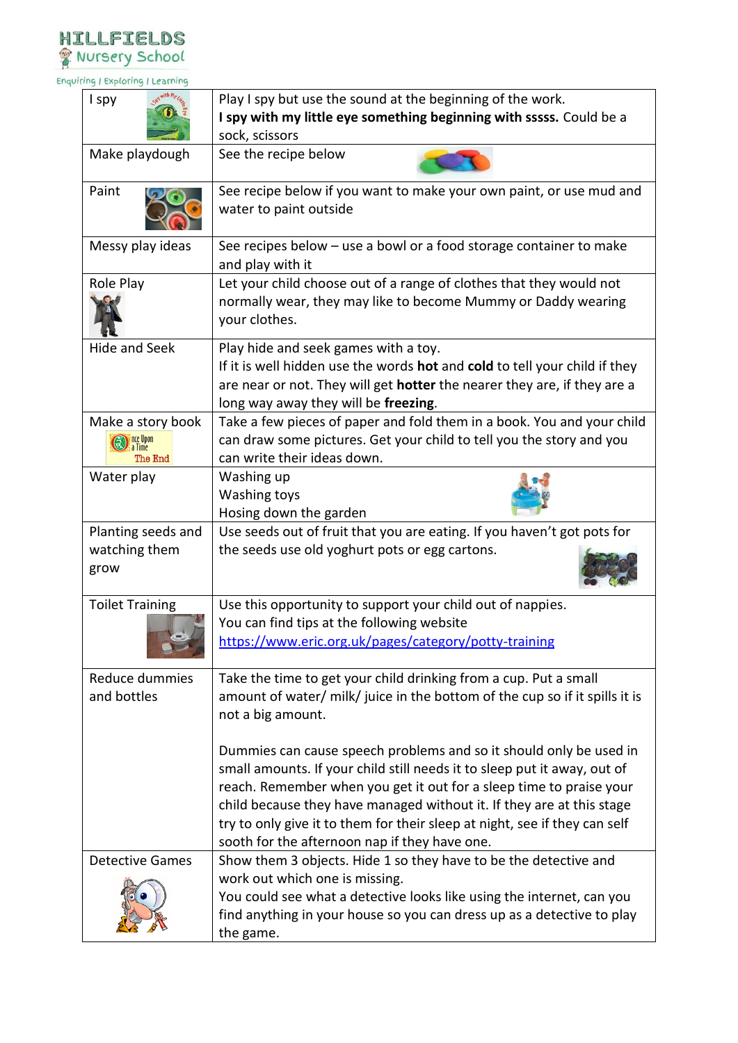| I spy | Play I spy but use the sound at the beginning of the work.<br>**I spy with my little eye something beginning with sssss.** Could be a sock, scissors |
|---|---|
| Make playdough | See the recipe below |
| Paint | See recipe below if you want to make your own paint, or use mud and water to paint outside |
| Messy play ideas | See recipes below – use a bowl or a food storage container to make and play with it |
| Role Play | Let your child choose out of a range of clothes that they would not normally wear, they may like to become Mummy or Daddy wearing your clothes. |
| Hide and Seek | Play hide and seek games with a toy.<br>If it is well hidden use the words **hot** and **cold** to tell your child if they are near or not. They will get **hotter** the nearer they are, if they are a long way away they will be **freezing**. |
| Make a story book | Take a few pieces of paper and fold them in a book. You and your child can draw some pictures. Get your child to tell you the story and you can write their ideas down. |
| Water play | Washing up<br>Washing toys<br>Hosing down the garden |
| Planting seeds and watching them grow | Use seeds out of fruit that you are eating. If you haven't got pots for the seeds use old yoghurt pots or egg cartons. |
| Toilet Training | Use this opportunity to support your child out of nappies.<br>You can find tips at the following website<br>https://www.eric.org.uk/pages/category/potty-training |
| Reduce dummies and bottles | Take the time to get your child drinking from a cup. Put a small amount of water/ milk/ juice in the bottom of the cup so if it spills it is not a big amount.<br><br>Dummies can cause speech problems and so it should only be used in small amounts. If your child still needs it to sleep put it away, out of reach. Remember when you get it out for a sleep time to praise your child because they have managed without it. If they are at this stage try to only give it to them for their sleep at night, see if they can self sooth for the afternoon nap if they have one. |
| Detective Games | Show them 3 objects. Hide 1 so they have to be the detective and work out which one is missing.<br>You could see what a detective looks like using the internet, can you find anything in your house so you can dress up as a detective to play the game. |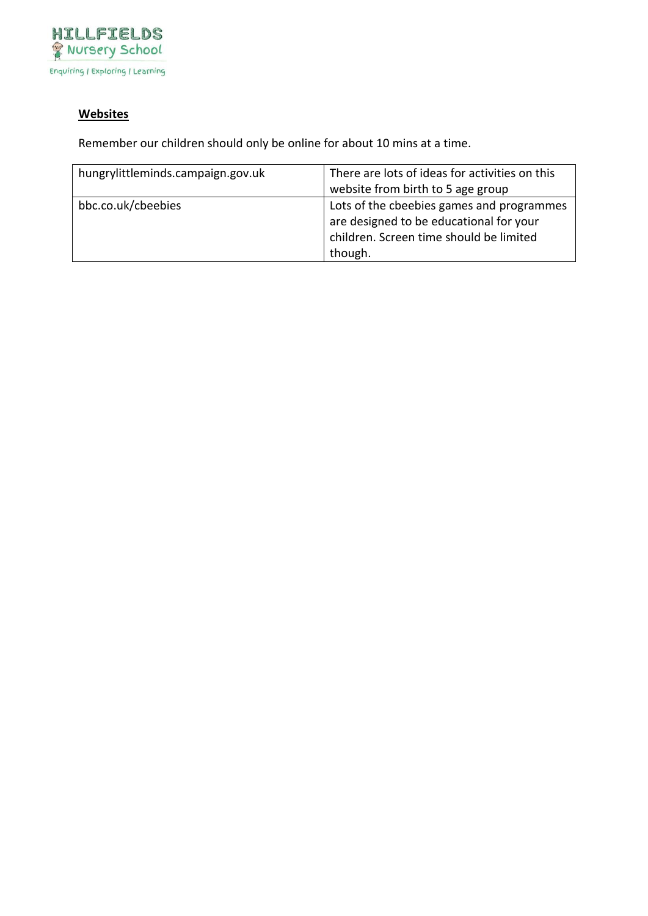## Websites

Remember our children should only be online for about 10 mins at a time.

| | |
|---|---|
| hungrylittleminds.campaign.gov.uk | There are lots of ideas for activities on this website from birth to 5 age group |
| bbc.co.uk/cbeebies | Lots of the cbeebies games and programmes are designed to be educational for your children. Screen time should be limited though. |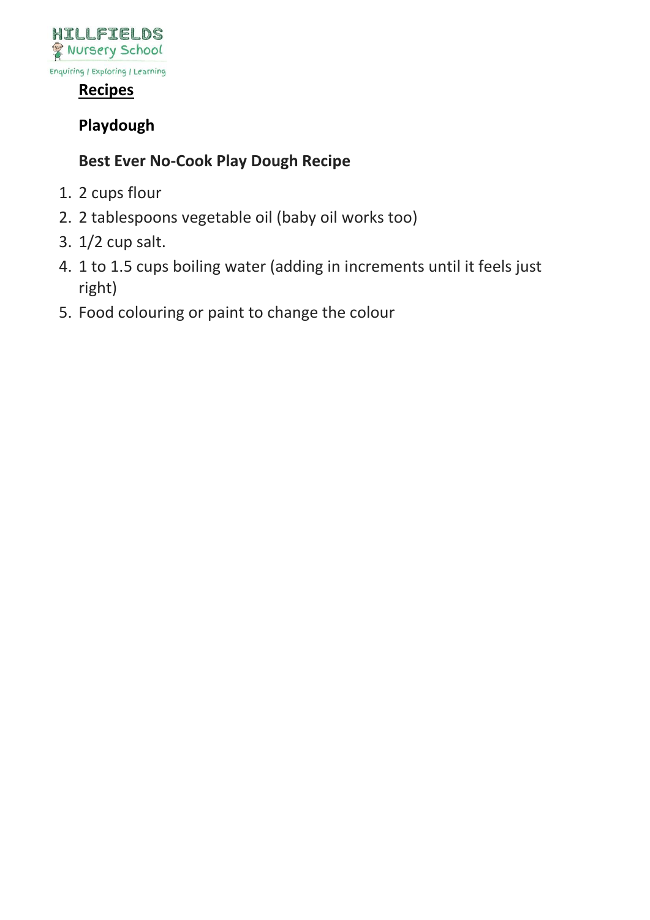## Recipes

### Playdough

### Best Ever No-Cook Play Dough Recipe

1. 2 cups flour
2. 2 tablespoons vegetable oil (baby oil works too)
3. 1/2 cup salt.
4. 1 to 1.5 cups boiling water (adding in increments until it feels just right)
5. Food colouring or paint to change the colour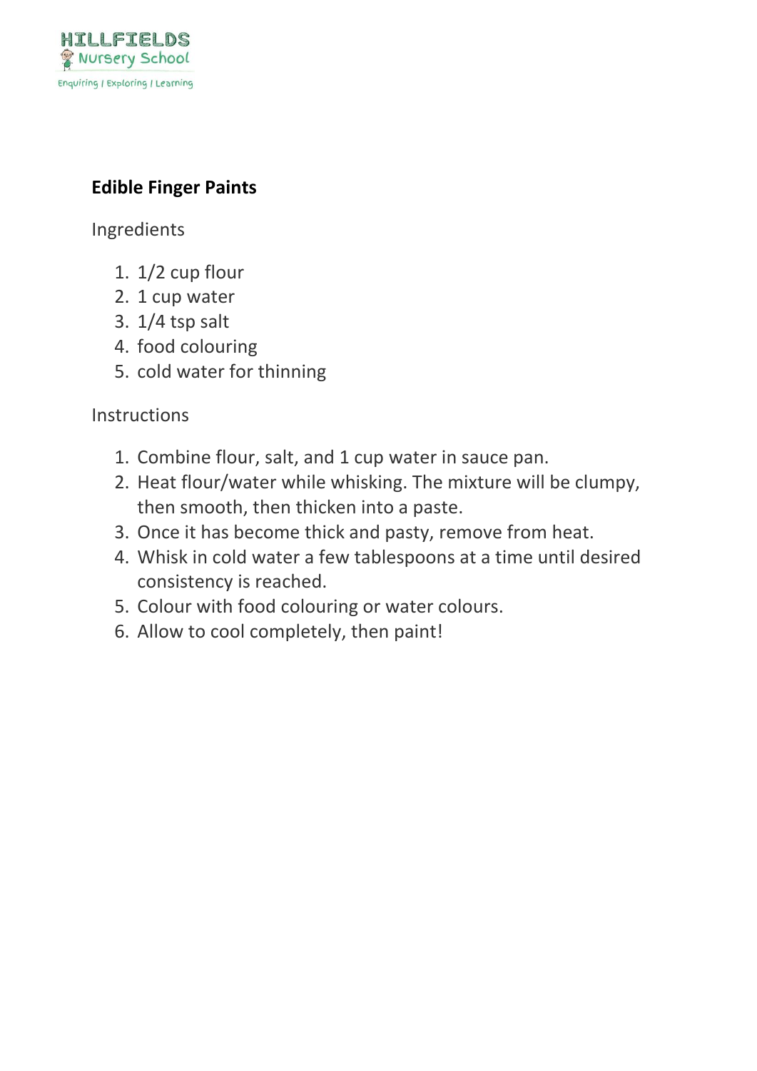HILLFIELDS
Nursery School
Enquiring / Exploring / Learning

**Edible Finger Paints**

Ingredients

1. 1/2 cup flour
2. 1 cup water
3. 1/4 tsp salt
4. food colouring
5. cold water for thinning

Instructions

1. Combine flour, salt, and 1 cup water in sauce pan.
2. Heat flour/water while whisking. The mixture will be clumpy, then smooth, then thicken into a paste.
3. Once it has become thick and pasty, remove from heat.
4. Whisk in cold water a few tablespoons at a time until desired consistency is reached.
5. Colour with food colouring or water colours.
6. Allow to cool completely, then paint!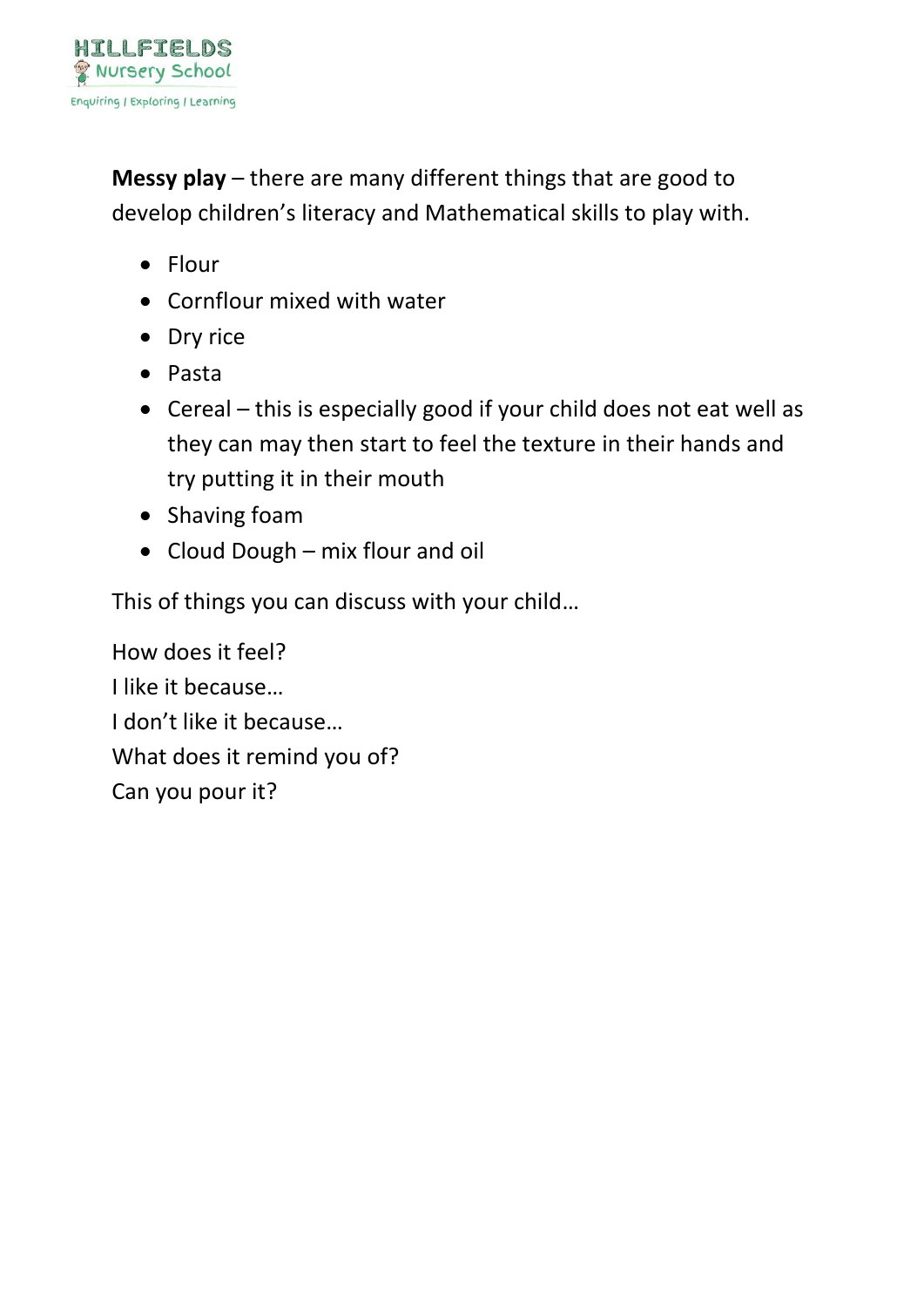**Messy play** – there are many different things that are good to develop children's literacy and Mathematical skills to play with.

- Flour
- Cornflour mixed with water
- Dry rice
- Pasta
- Cereal – this is especially good if your child does not eat well as they can may then start to feel the texture in their hands and try putting it in their mouth
- Shaving foam
- Cloud Dough – mix flour and oil

This of things you can discuss with your child…

How does it feel?
I like it because…
I don't like it because…
What does it remind you of?
Can you pour it?